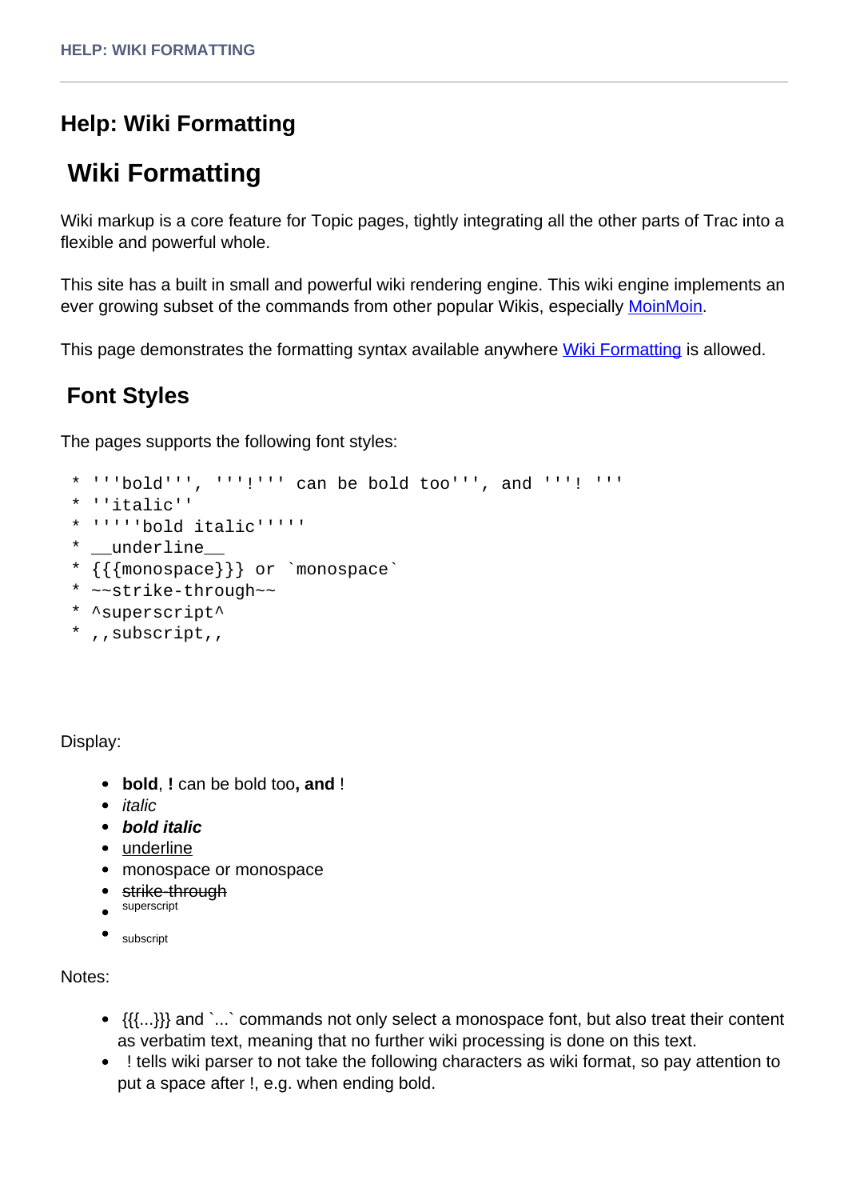# Help: Wiki Formatting

## Wiki Formatting

Wiki markup is a core feature for Topic pages, tightly integrating all the other parts of Trac into a flexible and powerful whole.

This site has a built in small and powerful wiki rendering engine. This wiki engine implements an ever growing subset of the commands from other popular Wikis, especially [MoinMoin](MoinMoin).

This page demonstrates the formatting syntax available anywhere [Wiki Formatting](Wiki Formatting) is allowed.

## Font Styles

The pages supports the following font styles:

```
 * '''bold''', '''!''' can be bold too''', and '''! '''
 * ''italic''
 * '''''bold italic'''''
 * __underline__
 * {{{monospace}}} or `monospace`
 * ~~strike-through~~
 * ^superscript^
 * ,,subscript,,
```

Display:

- **bold**, **!** can be bold too**, and** !
- *italic*
- ***bold italic***
- <u>underline</u>
- `monospace` or `monospace`
- ~~strike-through~~
- $^{\text{superscript}}$
- $_{\text{subscript}}$

Notes:

- {{{...}}} and `...` commands not only select a monospace font, but also treat their content as verbatim text, meaning that no further wiki processing is done on this text.
- ! tells wiki parser to not take the following characters as wiki format, so pay attention to put a space after !, e.g. when ending bold.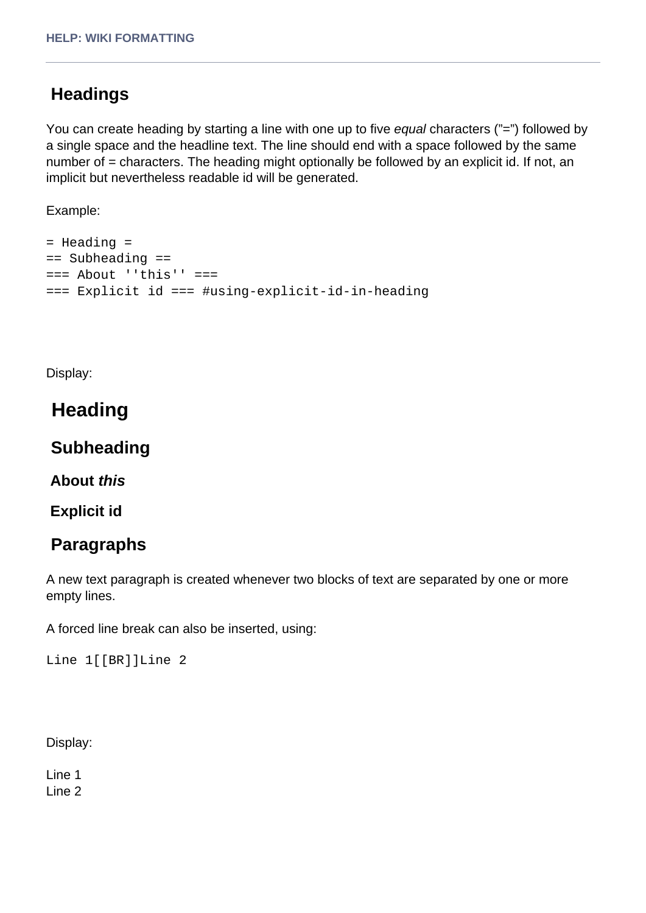## Headings

You can create heading by starting a line with one up to five *equal* characters ("=") followed by a single space and the headline text. The line should end with a space followed by the same number of = characters. The heading might optionally be followed by an explicit id. If not, an implicit but nevertheless readable id will be generated.

Example:

```
= Heading =
== Subheading ==
=== About ''this'' ===
=== Explicit id === #using-explicit-id-in-heading
```

Display:

# Heading

## Subheading

### About ***this***

### Explicit id

## Paragraphs

A new text paragraph is created whenever two blocks of text are separated by one or more empty lines.

A forced line break can also be inserted, using:

```
Line 1[[BR]]Line 2
```

Display:

Line 1
Line 2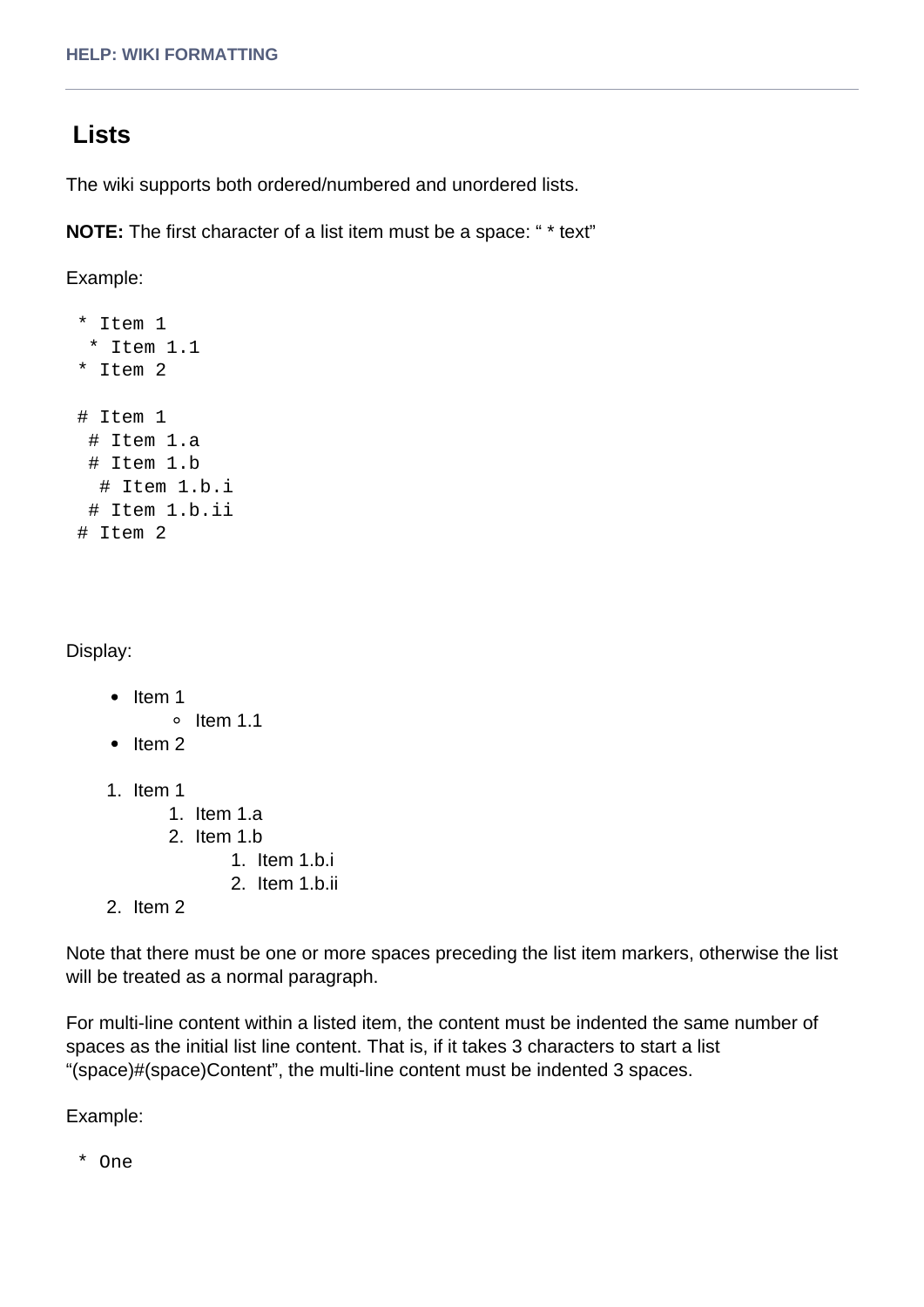## Lists

The wiki supports both ordered/numbered and unordered lists.

**NOTE:** The first character of a list item must be a space: “ * text”

Example:

```
 * Item 1
  * Item 1.1
 * Item 2

 # Item 1
  # Item 1.a
  # Item 1.b
   # Item 1.b.i
  # Item 1.b.ii
 # Item 2
```

Display:

- Item 1
    - Item 1.1
- Item 2

1. Item 1
    1. Item 1.a
    2. Item 1.b
        1. Item 1.b.i
        2. Item 1.b.ii
2. Item 2

Note that there must be one or more spaces preceding the list item markers, otherwise the list will be treated as a normal paragraph.

For multi-line content within a listed item, the content must be indented the same number of spaces as the initial list line content. That is, if it takes 3 characters to start a list “(space)#(space)Content”, the multi-line content must be indented 3 spaces.

Example:

```
 * One
```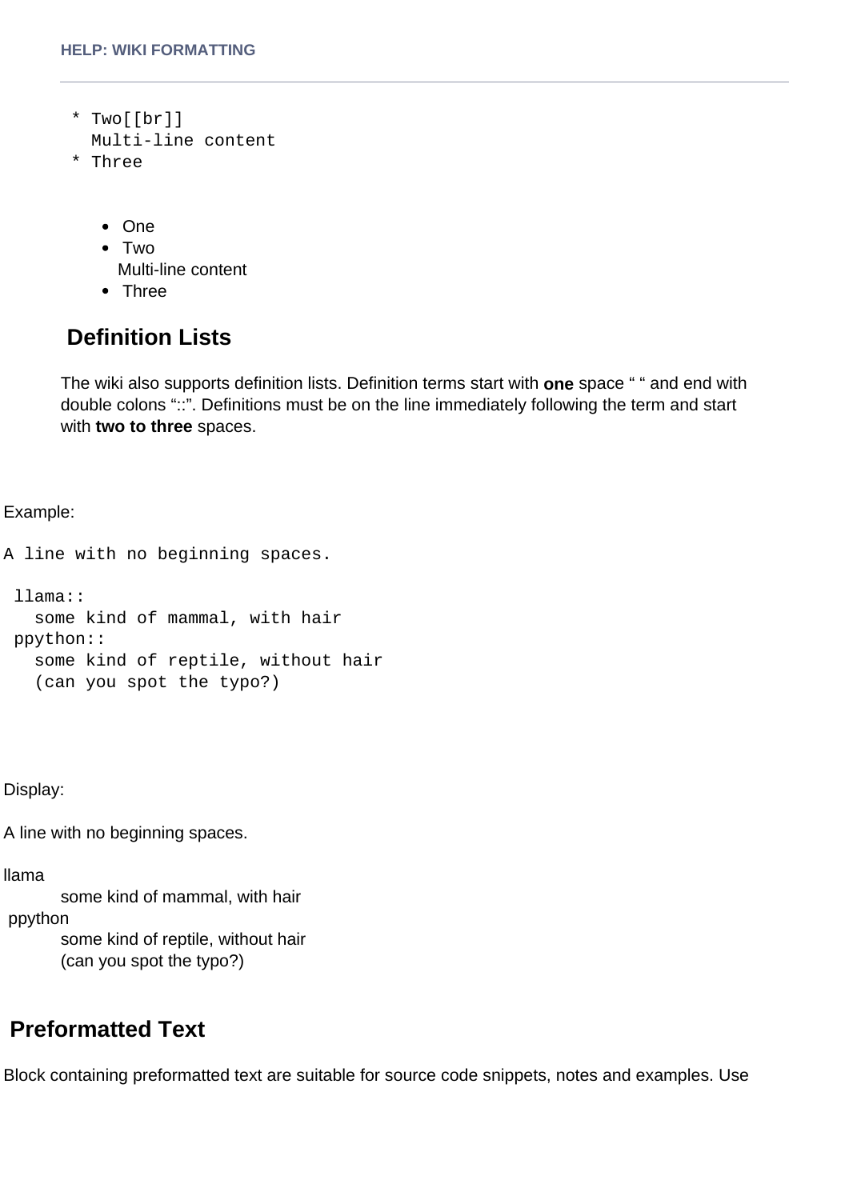```
 * Two[[br]]
   Multi-line content
 * Three
```

- One
- Two
  Multi-line content
- Three

## Definition Lists

The wiki also supports definition lists. Definition terms start with **one** space " " and end with double colons "::". Definitions must be on the line immediately following the term and start with **two to three** spaces.

Example:

```
A line with no beginning spaces.

 llama::
   some kind of mammal, with hair
 ppython::
   some kind of reptile, without hair
   (can you spot the typo?)
```

Display:

A line with no beginning spaces.

llama
  some kind of mammal, with hair
ppython
  some kind of reptile, without hair
  (can you spot the typo?)

## Preformatted Text

Block containing preformatted text are suitable for source code snippets, notes and examples. Use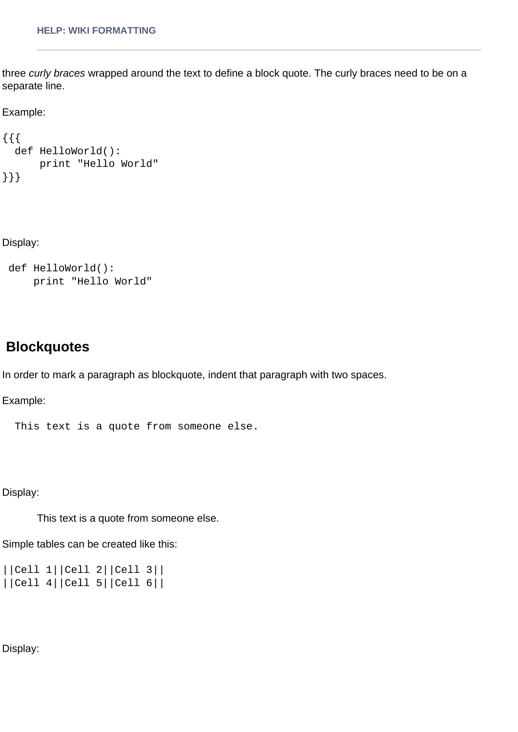three *curly braces* wrapped around the text to define a block quote. The curly braces need to be on a separate line.

Example:

```
{{{
  def HelloWorld():
      print "Hello World"
}}}
```

Display:

```
 def HelloWorld():
     print "Hello World"
```

## Blockquotes

In order to mark a paragraph as blockquote, indent that paragraph with two spaces.

Example:

```
  This text is a quote from someone else.
```

Display:

> This text is a quote from someone else.

Simple tables can be created like this:

```
||Cell 1||Cell 2||Cell 3||
||Cell 4||Cell 5||Cell 6||
```

Display: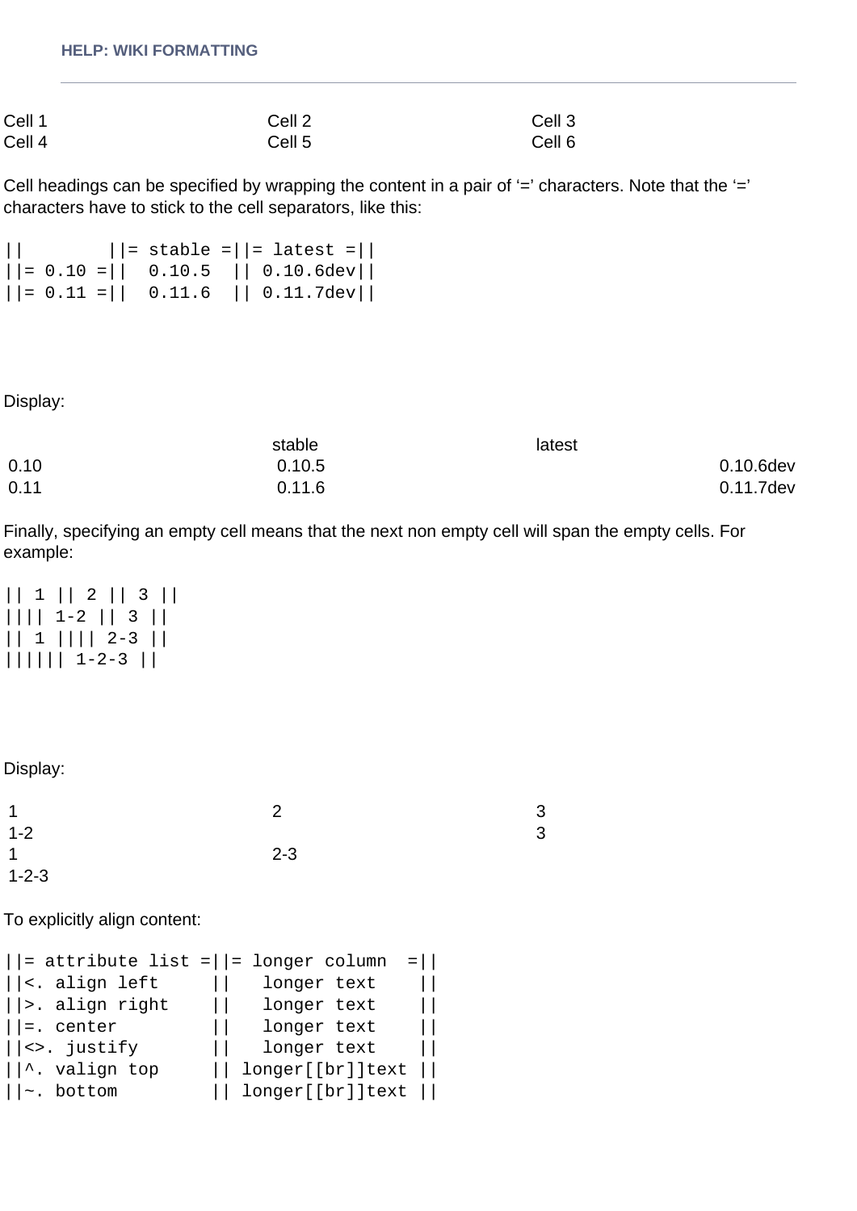| | | |
|---|---|---|
| Cell 1 | Cell 2 | Cell 3 |
| Cell 4 | Cell 5 | Cell 6 |

Cell headings can be specified by wrapping the content in a pair of '=' characters. Note that the '=' characters have to stick to the cell separators, like this:

```
||        ||= stable =||= latest =||
||= 0.10 =||  0.10.5  || 0.10.6dev||
||= 0.11 =||  0.11.6  || 0.11.7dev||
```

Display:

| | stable | latest |
|---|---|---|
| 0.10 | 0.10.5 | 0.10.6dev |
| 0.11 | 0.11.6 | 0.11.7dev |

Finally, specifying an empty cell means that the next non empty cell will span the empty cells. For example:

```
|| 1 || 2 || 3 ||
|||| 1-2 || 3 ||
|| 1 |||| 2-3 ||
|||||| 1-2-3 ||
```

Display:

| | | |
|---|---|---|
| 1 | 2 | 3 |
| 1-2 | | 3 |
| 1 | 2-3 | |
| 1-2-3 | | |

To explicitly align content:

```
||= attribute list =||= longer column  =||
||<. align left     ||   longer text    ||
||>. align right    ||   longer text    ||
||=. center         ||   longer text    ||
||<>. justify       ||   longer text    ||
||^. valign top     || longer[[br]]text ||
||~. bottom         || longer[[br]]text ||
```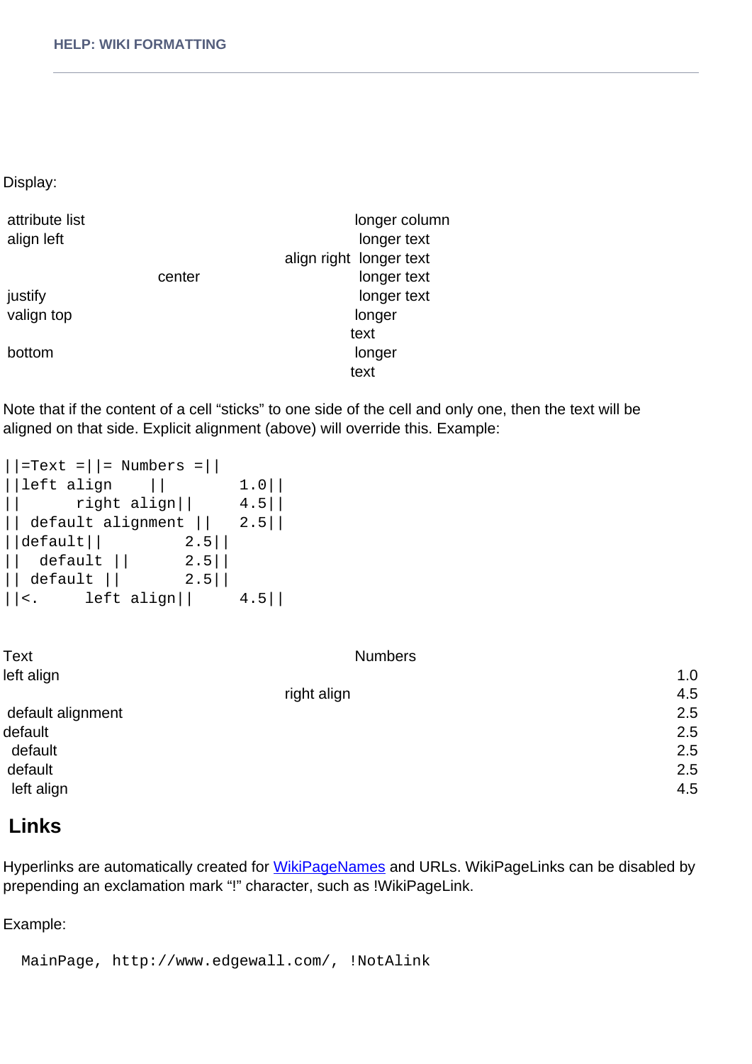Display:

| | |
|---|---|
| attribute list | longer column |
| align left | longer text |
| align right | longer text |
| center | longer text |
| justify | longer text |
| valign top | longer text |
| bottom | longer text |

Note that if the content of a cell “sticks” to one side of the cell and only one, then the text will be aligned on that side. Explicit alignment (above) will override this. Example:

```
||=Text =||= Numbers =||
||left align    ||        1.0||
||      right align||     4.5||
|| default alignment ||   2.5||
||default||         2.5||
||  default ||      2.5||
|| default ||       2.5||
||<.     left align||     4.5||
```

| Text | Numbers |
|---|---|
| left align | 1.0 |
| right align | 4.5 |
| default alignment | 2.5 |
| default | 2.5 |
| default | 2.5 |
| default | 2.5 |
| left align | 4.5 |

## Links

Hyperlinks are automatically created for WikiPageNames and URLs. WikiPageLinks can be disabled by prepending an exclamation mark “!” character, such as !WikiPageLink.

Example:

```
MainPage, http://www.edgewall.com/, !NotAlink
```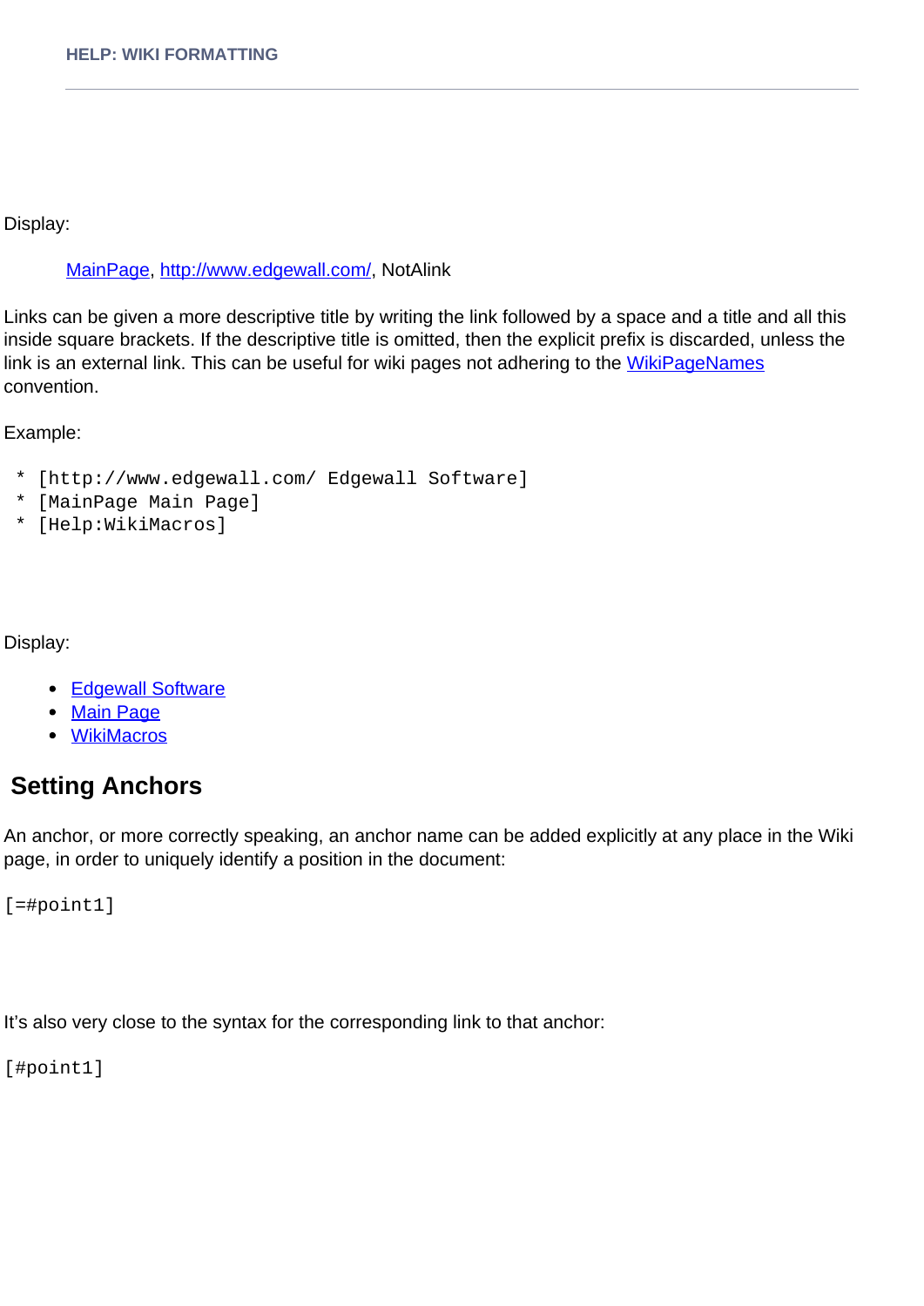Display:

> MainPage, http://www.edgewall.com/, NotAlink

Links can be given a more descriptive title by writing the link followed by a space and a title and all this inside square brackets. If the descriptive title is omitted, then the explicit prefix is discarded, unless the link is an external link. This can be useful for wiki pages not adhering to the WikiPageNames convention.

Example:

```
 * [http://www.edgewall.com/ Edgewall Software]
 * [MainPage Main Page]
 * [Help:WikiMacros]
```

Display:

- Edgewall Software
- Main Page
- WikiMacros

## Setting Anchors

An anchor, or more correctly speaking, an anchor name can be added explicitly at any place in the Wiki page, in order to uniquely identify a position in the document:

```
[=#point1]
```

It's also very close to the syntax for the corresponding link to that anchor:

```
[#point1]
```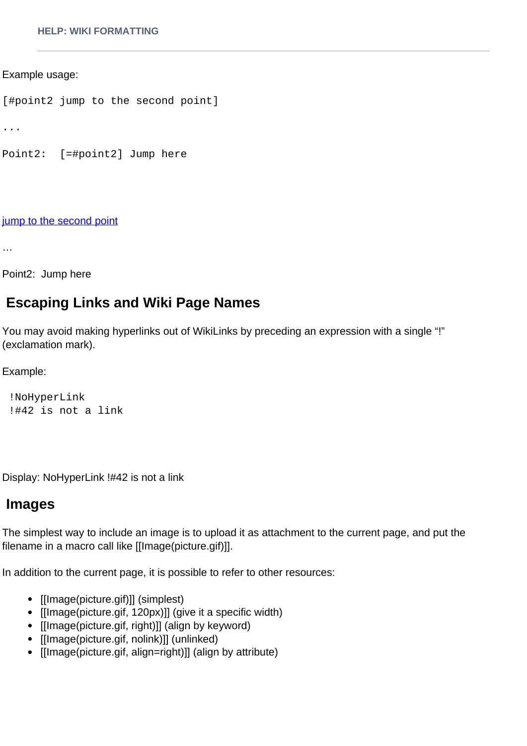Example usage:

```
[#point2 jump to the second point]

...

Point2:  [=#point2] Jump here
```

jump to the second point

…

Point2:  Jump here

## Escaping Links and Wiki Page Names

You may avoid making hyperlinks out of WikiLinks by preceding an expression with a single "!" (exclamation mark).

Example:

```
 !NoHyperLink
 !#42 is not a link
```

Display: NoHyperLink !#42 is not a link

## Images

The simplest way to include an image is to upload it as attachment to the current page, and put the filename in a macro call like [[Image(picture.gif)]].

In addition to the current page, it is possible to refer to other resources:

- [[Image(picture.gif)]] (simplest)
- [[Image(picture.gif, 120px)]] (give it a specific width)
- [[Image(picture.gif, right)]] (align by keyword)
- [[Image(picture.gif, nolink)]] (unlinked)
- [[Image(picture.gif, align=right)]] (align by attribute)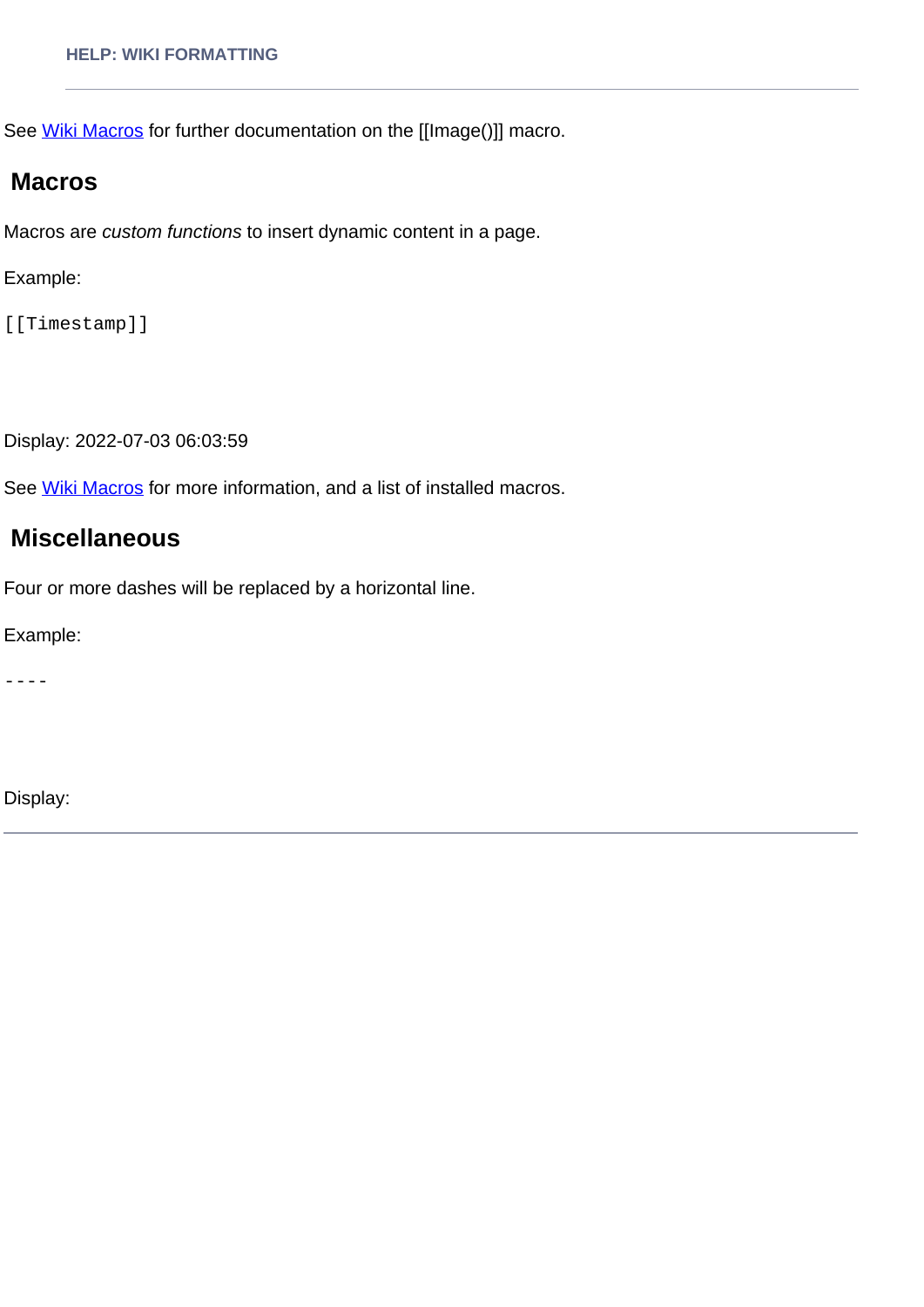See Wiki Macros for further documentation on the [[Image()]] macro.

## Macros

Macros are *custom functions* to insert dynamic content in a page.

Example:

```
[[Timestamp]]
```

Display: 2022-07-03 06:03:59

See Wiki Macros for more information, and a list of installed macros.

## Miscellaneous

Four or more dashes will be replaced by a horizontal line.

Example:

```
----
```

Display:

---